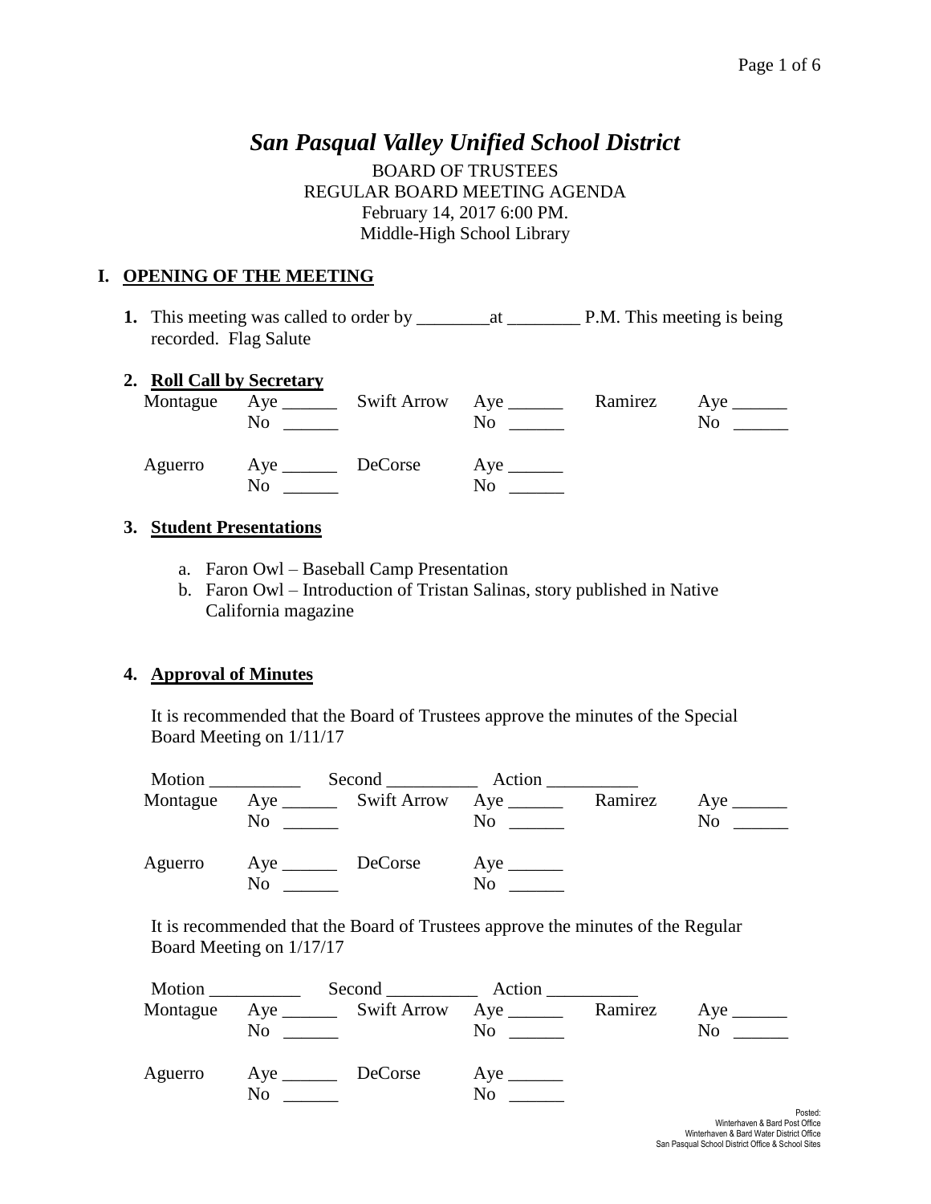# *San Pasqual Valley Unified School District*

BOARD OF TRUSTEES
REGULAR BOARD MEETING AGENDA
February 14, 2017 6:00 PM.
Middle-High School Library

## I. OPENING OF THE MEETING

**1.** This meeting was called to order by ________at ________ P.M. This meeting is being recorded. Flag Salute

**2. Roll Call by Secretary**

| | | | | | |
|---|---|---|---|---|---|
| Montague | Aye ______ <br> No ______ | Swift Arrow | Aye ______ <br> No ______ | Ramirez | Aye ______ <br> No ______ |
| Aguerro | Aye ______ <br> No ______ | DeCorse | Aye ______ <br> No ______ | | |

**3. Student Presentations**

a. Faron Owl – Baseball Camp Presentation
b. Faron Owl – Introduction of Tristan Salinas, story published in Native California magazine

**4. Approval of Minutes**

It is recommended that the Board of Trustees approve the minutes of the Special Board Meeting on 1/11/17

Motion __________ Second __________ Action __________

| | | | | | |
|---|---|---|---|---|---|
| Montague | Aye ______ <br> No ______ | Swift Arrow | Aye ______ <br> No ______ | Ramirez | Aye ______ <br> No ______ |
| Aguerro | Aye ______ <br> No ______ | DeCorse | Aye ______ <br> No ______ | | |

It is recommended that the Board of Trustees approve the minutes of the Regular Board Meeting on 1/17/17

Motion __________ Second __________ Action __________

| | | | | | |
|---|---|---|---|---|---|
| Montague | Aye ______ <br> No ______ | Swift Arrow | Aye ______ <br> No ______ | Ramirez | Aye ______ <br> No ______ |
| Aguerro | Aye ______ <br> No ______ | DeCorse | Aye ______ <br> No ______ | | |

Posted:
Winterhaven & Bard Post Office
Winterhaven & Bard Water District Office
San Pasqual School District Office & School Sites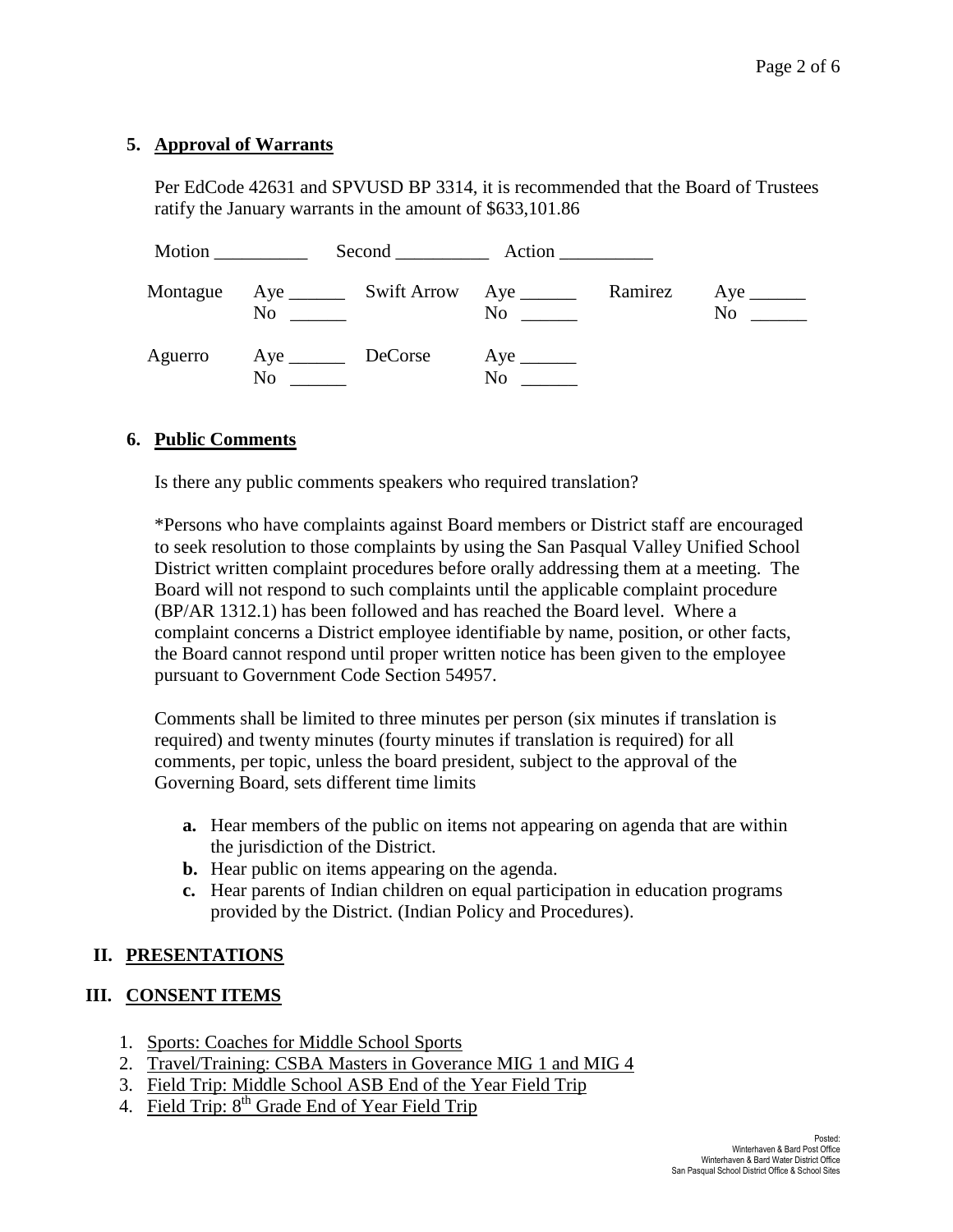### 5. Approval of Warrants

Per EdCode 42631 and SPVUSD BP 3314, it is recommended that the Board of Trustees ratify the January warrants in the amount of $633,101.86

Motion __________ Second __________ Action __________

| Montague | Aye ______ No ______ | Swift Arrow | Aye ______ No ______ | Ramirez | Aye ______ No ______ |
|---|---|---|---|---|---|
| Aguerro | Aye ______ No ______ | DeCorse | Aye ______ No ______ | | |

### 6. Public Comments

Is there any public comments speakers who required translation?

*Persons who have complaints against Board members or District staff are encouraged to seek resolution to those complaints by using the San Pasqual Valley Unified School District written complaint procedures before orally addressing them at a meeting. The Board will not respond to such complaints until the applicable complaint procedure (BP/AR 1312.1) has been followed and has reached the Board level. Where a complaint concerns a District employee identifiable by name, position, or other facts, the Board cannot respond until proper written notice has been given to the employee pursuant to Government Code Section 54957.

Comments shall be limited to three minutes per person (six minutes if translation is required) and twenty minutes (fourty minutes if translation is required) for all comments, per topic, unless the board president, subject to the approval of the Governing Board, sets different time limits

- **a.** Hear members of the public on items not appearing on agenda that are within the jurisdiction of the District.
- **b.** Hear public on items appearing on the agenda.
- **c.** Hear parents of Indian children on equal participation in education programs provided by the District. (Indian Policy and Procedures).

## II. PRESENTATIONS

## III. CONSENT ITEMS

1. Sports: Coaches for Middle School Sports
2. Travel/Training: CSBA Masters in Goverance MIG 1 and MIG 4
3. Field Trip: Middle School ASB End of the Year Field Trip
4. Field Trip: 8th Grade End of Year Field Trip

Posted:
Winterhaven & Bard Post Office
Winterhaven & Bard Water District Office
San Pasqual School District Office & School Sites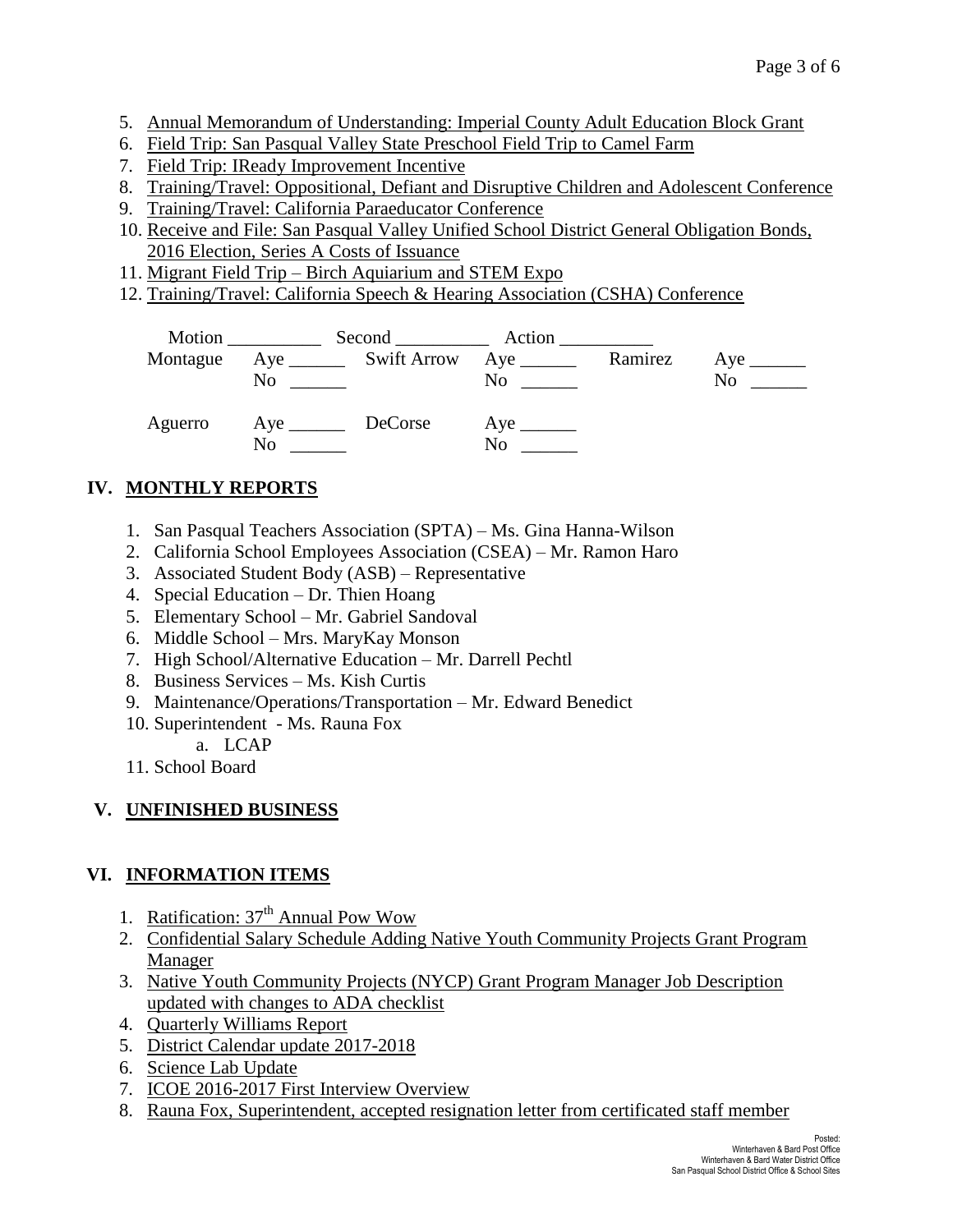5. Annual Memorandum of Understanding: Imperial County Adult Education Block Grant
6. Field Trip: San Pasqual Valley State Preschool Field Trip to Camel Farm
7. Field Trip: IReady Improvement Incentive
8. Training/Travel: Oppositional, Defiant and Disruptive Children and Adolescent Conference
9. Training/Travel: California Paraeducator Conference
10. Receive and File: San Pasqual Valley Unified School District General Obligation Bonds, 2016 Election, Series A Costs of Issuance
11. Migrant Field Trip – Birch Aquiarium and STEM Expo
12. Training/Travel: California Speech & Hearing Association (CSHA) Conference

Motion __________ Second __________ Action __________

| | | | | | |
|---|---|---|---|---|---|
| Montague | Aye ______ No ______ | Swift Arrow | Aye ______ No ______ | Ramirez | Aye ______ No ______ |
| Aguerro | Aye ______ No ______ | DeCorse | Aye ______ No ______ | | |

## IV. MONTHLY REPORTS

1. San Pasqual Teachers Association (SPTA) – Ms. Gina Hanna-Wilson
2. California School Employees Association (CSEA) – Mr. Ramon Haro
3. Associated Student Body (ASB) – Representative
4. Special Education – Dr. Thien Hoang
5. Elementary School – Mr. Gabriel Sandoval
6. Middle School – Mrs. MaryKay Monson
7. High School/Alternative Education – Mr. Darrell Pechtl
8. Business Services – Ms. Kish Curtis
9. Maintenance/Operations/Transportation – Mr. Edward Benedict
10. Superintendent - Ms. Rauna Fox
    a. LCAP
11. School Board

## V. UNFINISHED BUSINESS

## VI. INFORMATION ITEMS

1. Ratification: 37th Annual Pow Wow
2. Confidential Salary Schedule Adding Native Youth Community Projects Grant Program Manager
3. Native Youth Community Projects (NYCP) Grant Program Manager Job Description updated with changes to ADA checklist
4. Quarterly Williams Report
5. District Calendar update 2017-2018
6. Science Lab Update
7. ICOE 2016-2017 First Interview Overview
8. Rauna Fox, Superintendent, accepted resignation letter from certificated staff member

Posted:
Winterhaven & Bard Post Office
Winterhaven & Bard Water District Office
San Pasqual School District Office & School Sites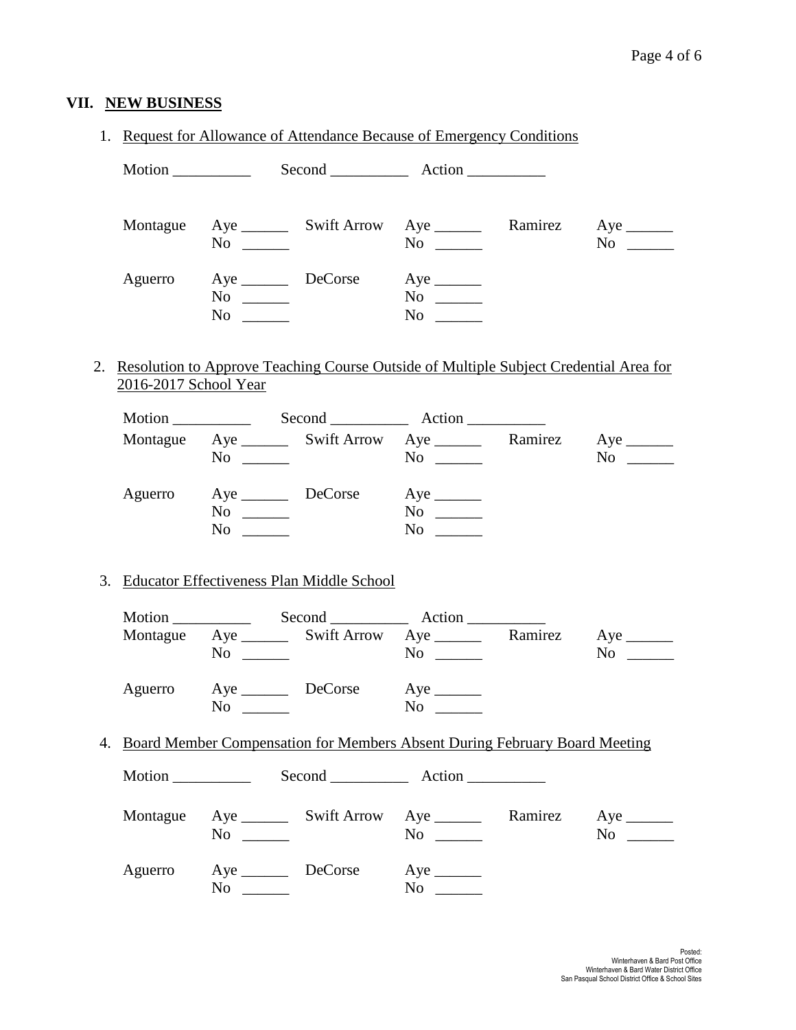## VII. NEW BUSINESS

1. Request for Allowance of Attendance Because of Emergency Conditions

Motion __________ Second __________ Action __________

| | | | | | |
|---|---|---|---|---|---|
| Montague | Aye ______<br>No ______ | Swift Arrow | Aye ______<br>No ______ | Ramirez | Aye ______<br>No ______ |
| Aguerro | Aye ______<br>No ______<br>No ______ | DeCorse | Aye ______<br>No ______<br>No ______ | | |

2. Resolution to Approve Teaching Course Outside of Multiple Subject Credential Area for 2016-2017 School Year

Motion __________ Second __________ Action __________

| | | | | | |
|---|---|---|---|---|---|
| Montague | Aye ______<br>No ______ | Swift Arrow | Aye ______<br>No ______ | Ramirez | Aye ______<br>No ______ |
| Aguerro | Aye ______<br>No ______<br>No ______ | DeCorse | Aye ______<br>No ______<br>No ______ | | |

3. Educator Effectiveness Plan Middle School

Motion __________ Second __________ Action __________

| | | | | | |
|---|---|---|---|---|---|
| Montague | Aye ______<br>No ______ | Swift Arrow | Aye ______<br>No ______ | Ramirez | Aye ______<br>No ______ |
| Aguerro | Aye ______<br>No ______ | DeCorse | Aye ______<br>No ______ | | |

4. Board Member Compensation for Members Absent During February Board Meeting

Motion __________ Second __________ Action __________

| | | | | | |
|---|---|---|---|---|---|
| Montague | Aye ______<br>No ______ | Swift Arrow | Aye ______<br>No ______ | Ramirez | Aye ______<br>No ______ |
| Aguerro | Aye ______<br>No ______ | DeCorse | Aye ______<br>No ______ | | |

Posted:
Winterhaven & Bard Post Office
Winterhaven & Bard Water District Office
San Pasqual School District Office & School Sites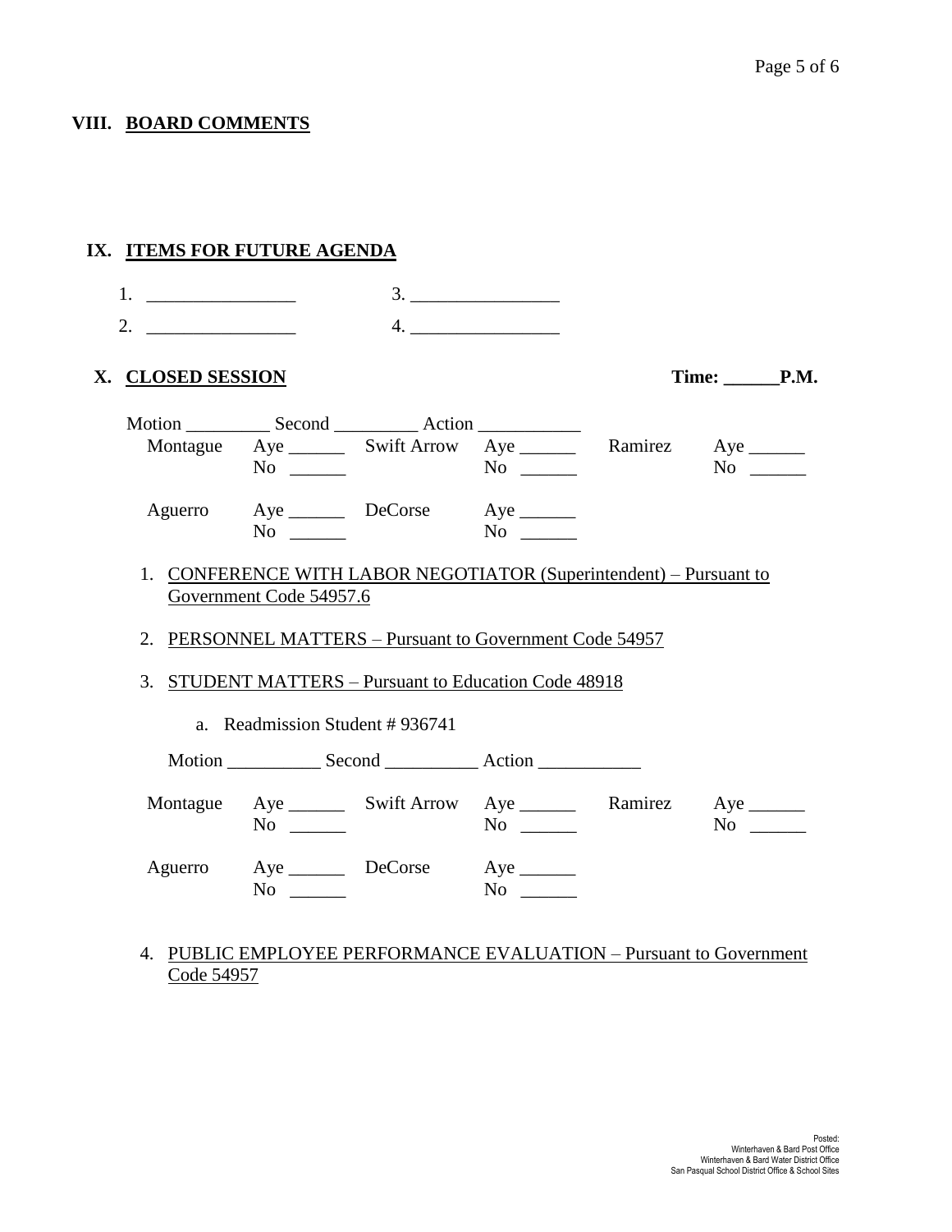## VIII. BOARD COMMENTS

## IX. ITEMS FOR FUTURE AGENDA

1. ________________ 3. ________________
2. ________________ 4. ________________

## X. CLOSED SESSION

**Time: ______P.M.**

Motion _________ Second _________ Action ___________

| Montague | Aye ______ No ______ | Swift Arrow | Aye ______ No ______ | Ramirez | Aye ______ No ______ |
|---|---|---|---|---|---|
| Aguerro | Aye ______ No ______ | DeCorse | Aye ______ No ______ | | |

1. CONFERENCE WITH LABOR NEGOTIATOR (Superintendent) – Pursuant to Government Code 54957.6

2. PERSONNEL MATTERS – Pursuant to Government Code 54957

3. STUDENT MATTERS – Pursuant to Education Code 48918

    a. Readmission Student # 936741

    Motion __________ Second __________ Action ___________

| Montague | Aye ______ No ______ | Swift Arrow | Aye ______ No ______ | Ramirez | Aye ______ No ______ |
|---|---|---|---|---|---|
| Aguerro | Aye ______ No ______ | DeCorse | Aye ______ No ______ | | |

4. PUBLIC EMPLOYEE PERFORMANCE EVALUATION – Pursuant to Government Code 54957

Posted:
Winterhaven & Bard Post Office
Winterhaven & Bard Water District Office
San Pasqual School District Office & School Sites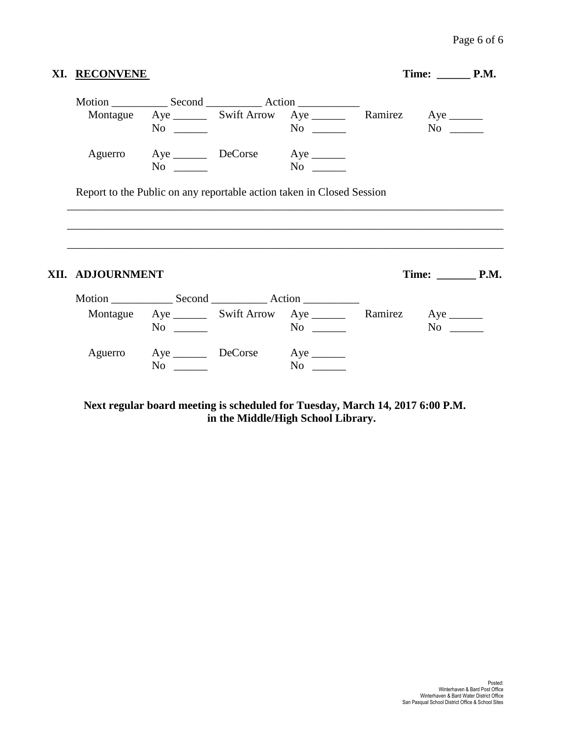## XI. RECONVENE

**Time: ______ P.M.**

Motion __________ Second __________ Action ___________

| | | | | | |
|---|---|---|---|---|---|
| Montague | Aye ______<br>No ______ | Swift Arrow | Aye ______<br>No ______ | Ramirez | Aye ______<br>No ______ |
| Aguerro | Aye ______<br>No ______ | DeCorse | Aye ______<br>No ______ | | |

Report to the Public on any reportable action taken in Closed Session

______________________________________________________________________________

______________________________________________________________________________

______________________________________________________________________________

## XII. ADJOURNMENT

**Time: _______ P.M.**

Motion ___________ Second __________ Action __________

| | | | | | |
|---|---|---|---|---|---|
| Montague | Aye ______<br>No ______ | Swift Arrow | Aye ______<br>No ______ | Ramirez | Aye ______<br>No ______ |
| Aguerro | Aye ______<br>No ______ | DeCorse | Aye ______<br>No ______ | | |

**Next regular board meeting is scheduled for Tuesday, March 14, 2017 6:00 P.M. in the Middle/High School Library.**

Posted:
Winterhaven & Bard Post Office
Winterhaven & Bard Water District Office
San Pasqual School District Office & School Sites